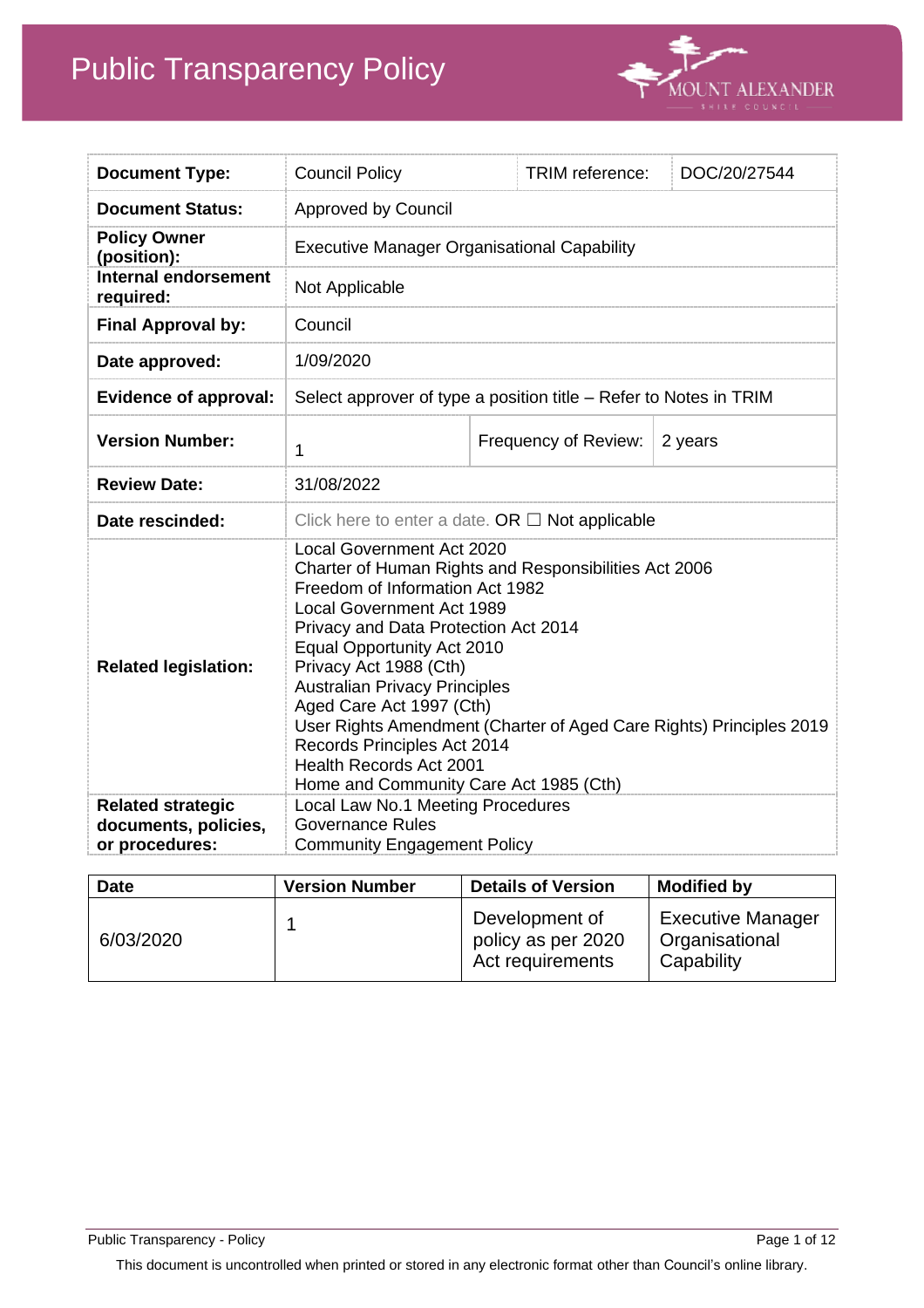# Public Transparency Policy

| Document Type: | Council Policy | TRIM reference: | DOC/20/27544 |
|---|---|---|---|
| Document Status: | Approved by Council | | |
| Policy Owner (position): | Executive Manager Organisational Capability | | |
| Internal endorsement required: | Not Applicable | | |
| Final Approval by: | Council | | |
| Date approved: | 1/09/2020 | | |
| Evidence of approval: | Select approver of type a position title – Refer to Notes in TRIM | | |
| Version Number: | 1 | Frequency of Review: | 2 years |
| Review Date: | 31/08/2022 | | |
| Date rescinded: | Click here to enter a date. OR ☐ Not applicable | | |
| Related legislation: | Local Government Act 2020<br>Charter of Human Rights and Responsibilities Act 2006<br>Freedom of Information Act 1982<br>Local Government Act 1989<br>Privacy and Data Protection Act 2014<br>Equal Opportunity Act 2010<br>Privacy Act 1988 (Cth)<br>Australian Privacy Principles<br>Aged Care Act 1997 (Cth)<br>User Rights Amendment (Charter of Aged Care Rights) Principles 2019<br>Records Principles Act 2014<br>Health Records Act 2001<br>Home and Community Care Act 1985 (Cth) | | |
| Related strategic documents, policies, or procedures: | Local Law No.1 Meeting Procedures<br>Governance Rules<br>Community Engagement Policy | | |

| Date | Version Number | Details of Version | Modified by |
|---|---|---|---|
| 6/03/2020 | 1 | Development of policy as per 2020 Act requirements | Executive Manager Organisational Capability |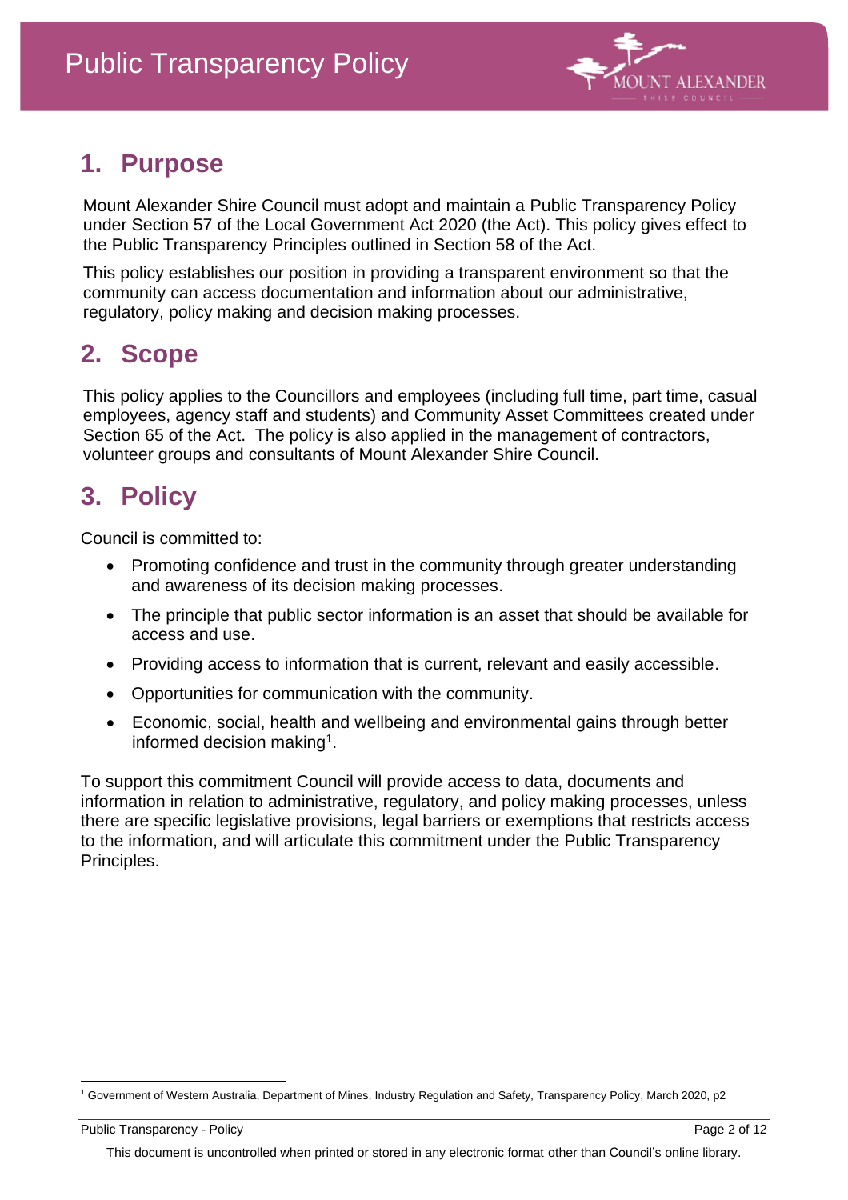## 1. Purpose

Mount Alexander Shire Council must adopt and maintain a Public Transparency Policy under Section 57 of the Local Government Act 2020 (the Act). This policy gives effect to the Public Transparency Principles outlined in Section 58 of the Act.

This policy establishes our position in providing a transparent environment so that the community can access documentation and information about our administrative, regulatory, policy making and decision making processes.

## 2. Scope

This policy applies to the Councillors and employees (including full time, part time, casual employees, agency staff and students) and Community Asset Committees created under Section 65 of the Act. The policy is also applied in the management of contractors, volunteer groups and consultants of Mount Alexander Shire Council.

## 3. Policy

Council is committed to:

- Promoting confidence and trust in the community through greater understanding and awareness of its decision making processes.
- The principle that public sector information is an asset that should be available for access and use.
- Providing access to information that is current, relevant and easily accessible.
- Opportunities for communication with the community.
- Economic, social, health and wellbeing and environmental gains through better informed decision making[1].

To support this commitment Council will provide access to data, documents and information in relation to administrative, regulatory, and policy making processes, unless there are specific legislative provisions, legal barriers or exemptions that restricts access to the information, and will articulate this commitment under the Public Transparency Principles.

[1] Government of Western Australia, Department of Mines, Industry Regulation and Safety, Transparency Policy, March 2020, p2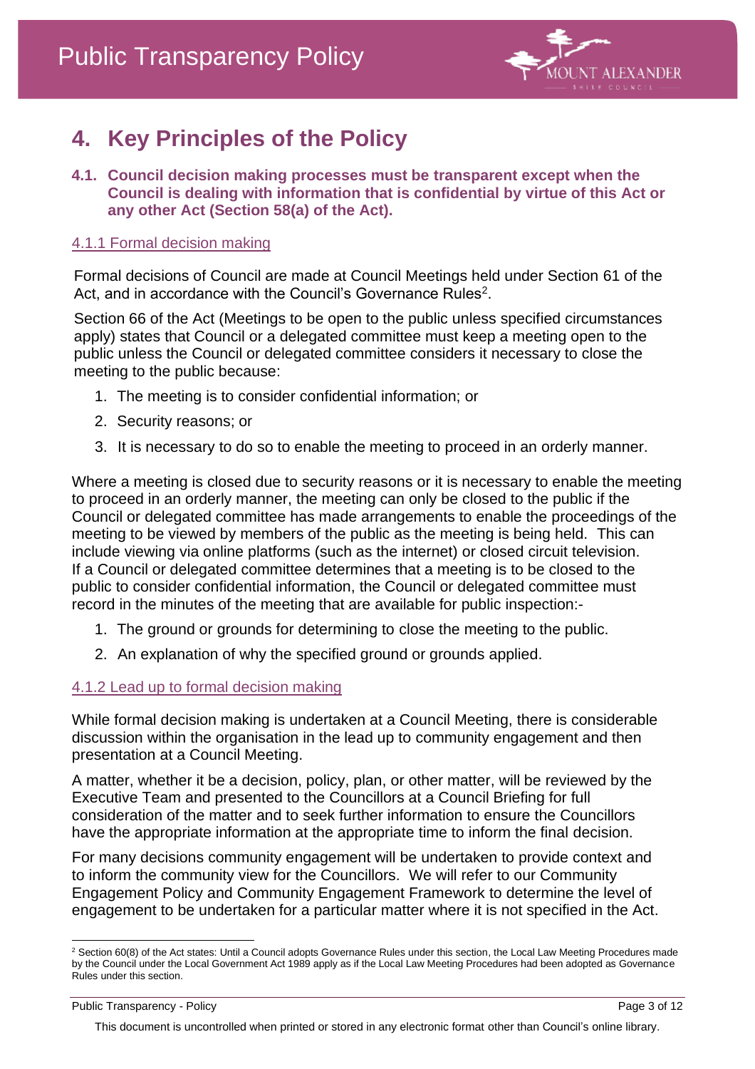# 4. Key Principles of the Policy

### 4.1. Council decision making processes must be transparent except when the Council is dealing with information that is confidential by virtue of this Act or any other Act (Section 58(a) of the Act).

#### 4.1.1 Formal decision making

Formal decisions of Council are made at Council Meetings held under Section 61 of the Act, and in accordance with the Council's Governance Rules[2].

Section 66 of the Act (Meetings to be open to the public unless specified circumstances apply) states that Council or a delegated committee must keep a meeting open to the public unless the Council or delegated committee considers it necessary to close the meeting to the public because:

1. The meeting is to consider confidential information; or
2. Security reasons; or
3. It is necessary to do so to enable the meeting to proceed in an orderly manner.

Where a meeting is closed due to security reasons or it is necessary to enable the meeting to proceed in an orderly manner, the meeting can only be closed to the public if the Council or delegated committee has made arrangements to enable the proceedings of the meeting to be viewed by members of the public as the meeting is being held. This can include viewing via online platforms (such as the internet) or closed circuit television. If a Council or delegated committee determines that a meeting is to be closed to the public to consider confidential information, the Council or delegated committee must record in the minutes of the meeting that are available for public inspection:-

1. The ground or grounds for determining to close the meeting to the public.
2. An explanation of why the specified ground or grounds applied.

#### 4.1.2 Lead up to formal decision making

While formal decision making is undertaken at a Council Meeting, there is considerable discussion within the organisation in the lead up to community engagement and then presentation at a Council Meeting.

A matter, whether it be a decision, policy, plan, or other matter, will be reviewed by the Executive Team and presented to the Councillors at a Council Briefing for full consideration of the matter and to seek further information to ensure the Councillors have the appropriate information at the appropriate time to inform the final decision.

For many decisions community engagement will be undertaken to provide context and to inform the community view for the Councillors. We will refer to our Community Engagement Policy and Community Engagement Framework to determine the level of engagement to be undertaken for a particular matter where it is not specified in the Act.

---

[2] Section 60(8) of the Act states: Until a Council adopts Governance Rules under this section, the Local Law Meeting Procedures made by the Council under the Local Government Act 1989 apply as if the Local Law Meeting Procedures had been adopted as Governance Rules under this section.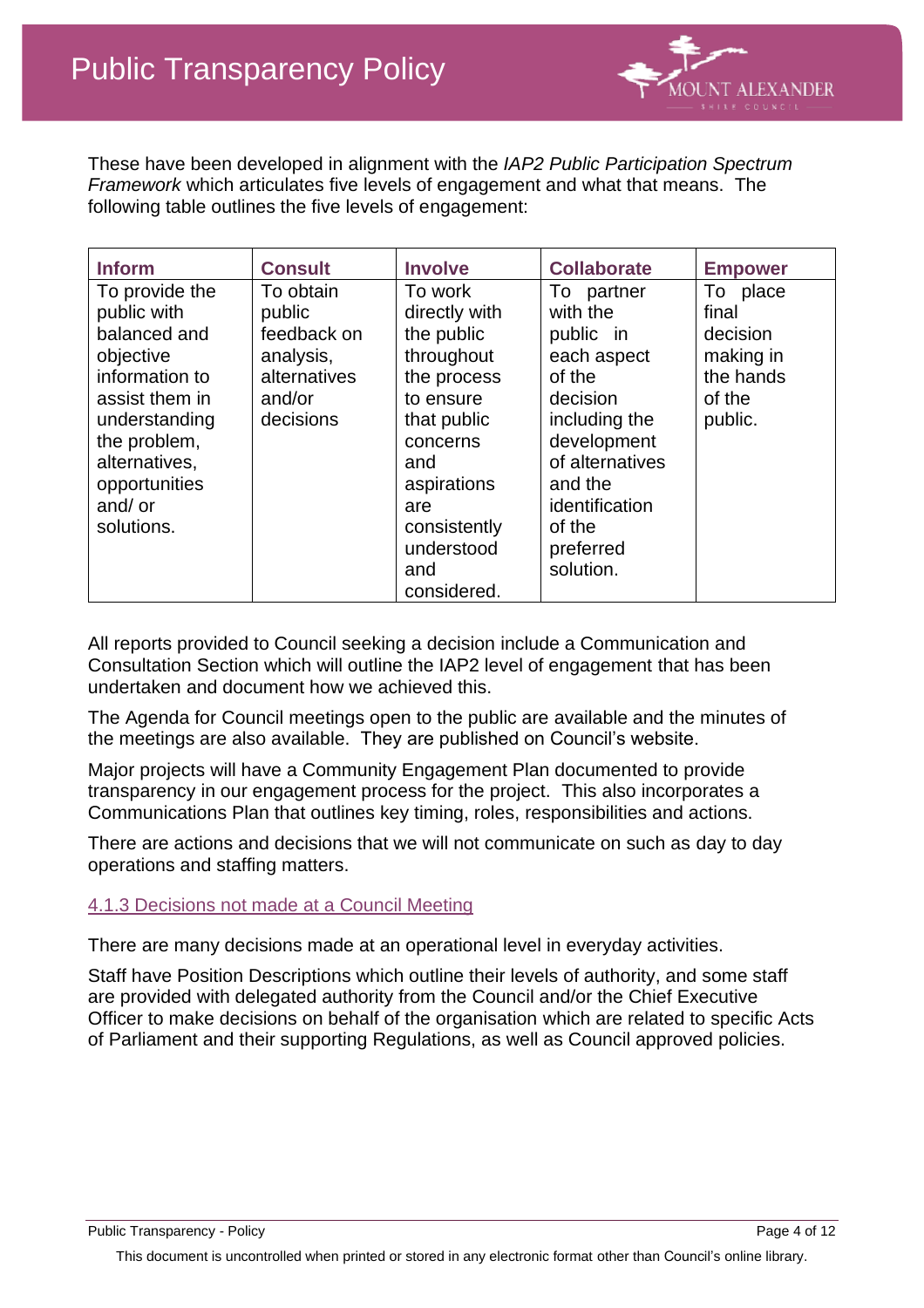These have been developed in alignment with the *IAP2 Public Participation Spectrum Framework* which articulates five levels of engagement and what that means. The following table outlines the five levels of engagement:

| **Inform** | **Consult** | **Involve** | **Collaborate** | **Empower** |
|---|---|---|---|---|
| To provide the public with balanced and objective information to assist them in understanding the problem, alternatives, opportunities and/ or solutions. | To obtain public feedback on analysis, alternatives and/or decisions | To work directly with the public throughout the process to ensure that public concerns and aspirations are consistently understood and considered. | To partner with the public in each aspect of the decision including the development of alternatives and the identification of the preferred solution. | To place final decision making in the hands of the public. |

All reports provided to Council seeking a decision include a Communication and Consultation Section which will outline the IAP2 level of engagement that has been undertaken and document how we achieved this.

The Agenda for Council meetings open to the public are available and the minutes of the meetings are also available. They are published on Council's website.

Major projects will have a Community Engagement Plan documented to provide transparency in our engagement process for the project. This also incorporates a Communications Plan that outlines key timing, roles, responsibilities and actions.

There are actions and decisions that we will not communicate on such as day to day operations and staffing matters.

#### 4.1.3 Decisions not made at a Council Meeting

There are many decisions made at an operational level in everyday activities.

Staff have Position Descriptions which outline their levels of authority, and some staff are provided with delegated authority from the Council and/or the Chief Executive Officer to make decisions on behalf of the organisation which are related to specific Acts of Parliament and their supporting Regulations, as well as Council approved policies.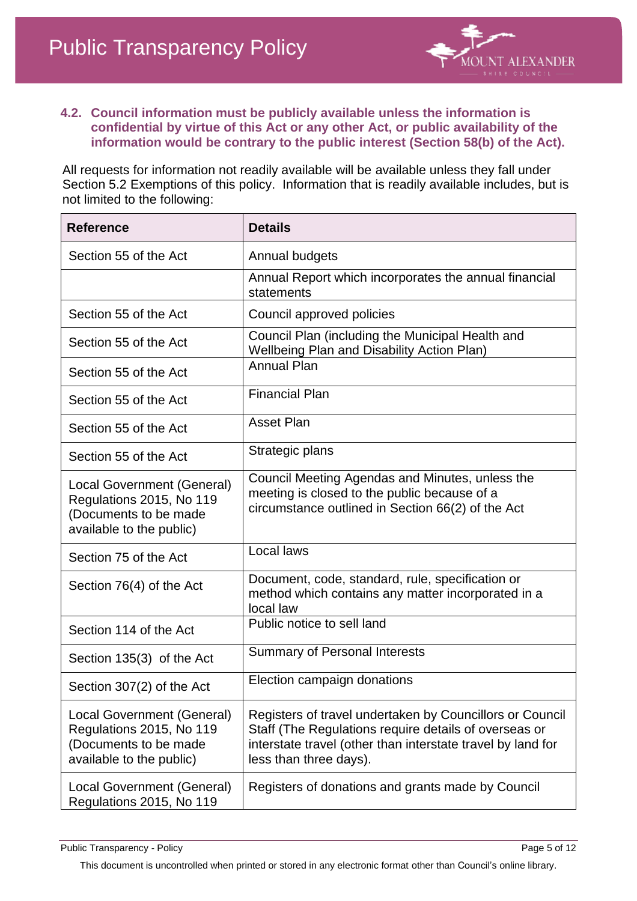### 4.2. Council information must be publicly available unless the information is confidential by virtue of this Act or any other Act, or public availability of the information would be contrary to the public interest (Section 58(b) of the Act).

All requests for information not readily available will be available unless they fall under Section 5.2 Exemptions of this policy. Information that is readily available includes, but is not limited to the following:

| Reference | Details |
|---|---|
| Section 55 of the Act | Annual budgets |
| | Annual Report which incorporates the annual financial statements |
| Section 55 of the Act | Council approved policies |
| Section 55 of the Act | Council Plan (including the Municipal Health and Wellbeing Plan and Disability Action Plan) |
| Section 55 of the Act | Annual Plan |
| Section 55 of the Act | Financial Plan |
| Section 55 of the Act | Asset Plan |
| Section 55 of the Act | Strategic plans |
| Local Government (General) Regulations 2015, No 119 (Documents to be made available to the public) | Council Meeting Agendas and Minutes, unless the meeting is closed to the public because of a circumstance outlined in Section 66(2) of the Act |
| Section 75 of the Act | Local laws |
| Section 76(4) of the Act | Document, code, standard, rule, specification or method which contains any matter incorporated in a local law |
| Section 114 of the Act | Public notice to sell land |
| Section 135(3) of the Act | Summary of Personal Interests |
| Section 307(2) of the Act | Election campaign donations |
| Local Government (General) Regulations 2015, No 119 (Documents to be made available to the public) | Registers of travel undertaken by Councillors or Council Staff (The Regulations require details of overseas or interstate travel (other than interstate travel by land for less than three days). |
| Local Government (General) Regulations 2015, No 119 | Registers of donations and grants made by Council |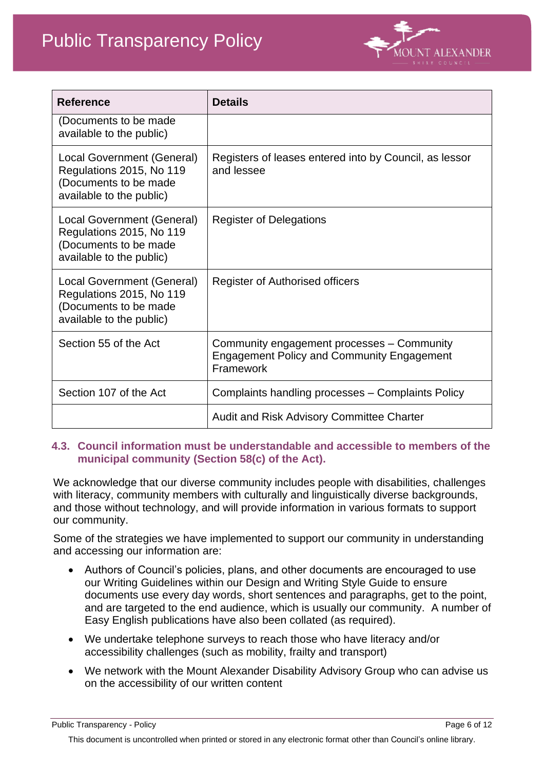| Reference | Details |
| --- | --- |
| (Documents to be made available to the public) | |
| Local Government (General) Regulations 2015, No 119 (Documents to be made available to the public) | Registers of leases entered into by Council, as lessor and lessee |
| Local Government (General) Regulations 2015, No 119 (Documents to be made available to the public) | Register of Delegations |
| Local Government (General) Regulations 2015, No 119 (Documents to be made available to the public) | Register of Authorised officers |
| Section 55 of the Act | Community engagement processes – Community Engagement Policy and Community Engagement Framework |
| Section 107 of the Act | Complaints handling processes – Complaints Policy |
| | Audit and Risk Advisory Committee Charter |

### 4.3. Council information must be understandable and accessible to members of the municipal community (Section 58(c) of the Act).

We acknowledge that our diverse community includes people with disabilities, challenges with literacy, community members with culturally and linguistically diverse backgrounds, and those without technology, and will provide information in various formats to support our community.

Some of the strategies we have implemented to support our community in understanding and accessing our information are:

- Authors of Council's policies, plans, and other documents are encouraged to use our Writing Guidelines within our Design and Writing Style Guide to ensure documents use every day words, short sentences and paragraphs, get to the point, and are targeted to the end audience, which is usually our community. A number of Easy English publications have also been collated (as required).
- We undertake telephone surveys to reach those who have literacy and/or accessibility challenges (such as mobility, frailty and transport)
- We network with the Mount Alexander Disability Advisory Group who can advise us on the accessibility of our written content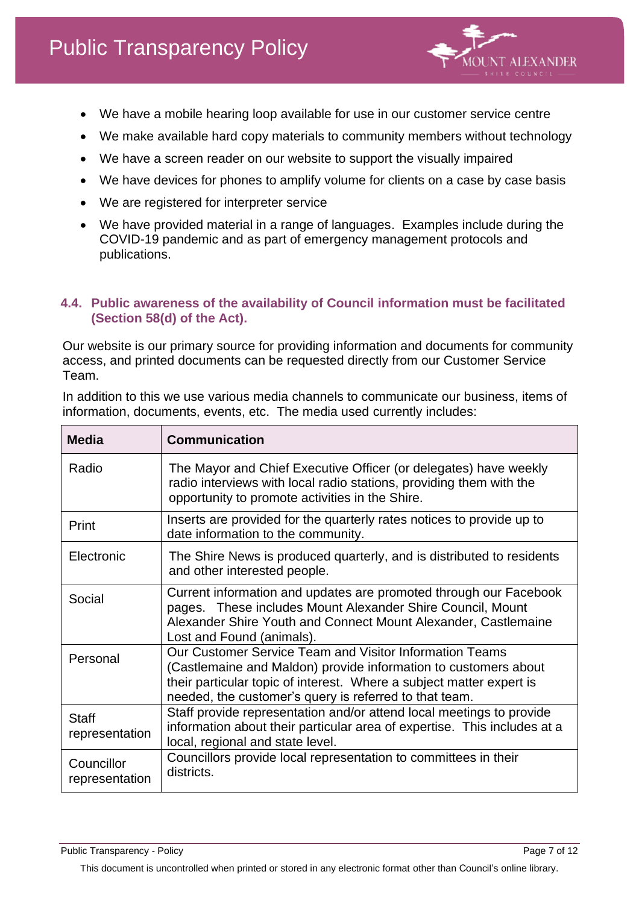- We have a mobile hearing loop available for use in our customer service centre
- We make available hard copy materials to community members without technology
- We have a screen reader on our website to support the visually impaired
- We have devices for phones to amplify volume for clients on a case by case basis
- We are registered for interpreter service
- We have provided material in a range of languages. Examples include during the COVID-19 pandemic and as part of emergency management protocols and publications.

### 4.4. Public awareness of the availability of Council information must be facilitated (Section 58(d) of the Act).

Our website is our primary source for providing information and documents for community access, and printed documents can be requested directly from our Customer Service Team.

In addition to this we use various media channels to communicate our business, items of information, documents, events, etc. The media used currently includes:

| Media | Communication |
|---|---|
| Radio | The Mayor and Chief Executive Officer (or delegates) have weekly radio interviews with local radio stations, providing them with the opportunity to promote activities in the Shire. |
| Print | Inserts are provided for the quarterly rates notices to provide up to date information to the community. |
| Electronic | The Shire News is produced quarterly, and is distributed to residents and other interested people. |
| Social | Current information and updates are promoted through our Facebook pages. These includes Mount Alexander Shire Council, Mount Alexander Shire Youth and Connect Mount Alexander, Castlemaine Lost and Found (animals). |
| Personal | Our Customer Service Team and Visitor Information Teams (Castlemaine and Maldon) provide information to customers about their particular topic of interest. Where a subject matter expert is needed, the customer's query is referred to that team. |
| Staff representation | Staff provide representation and/or attend local meetings to provide information about their particular area of expertise. This includes at a local, regional and state level. |
| Councillor representation | Councillors provide local representation to committees in their districts. |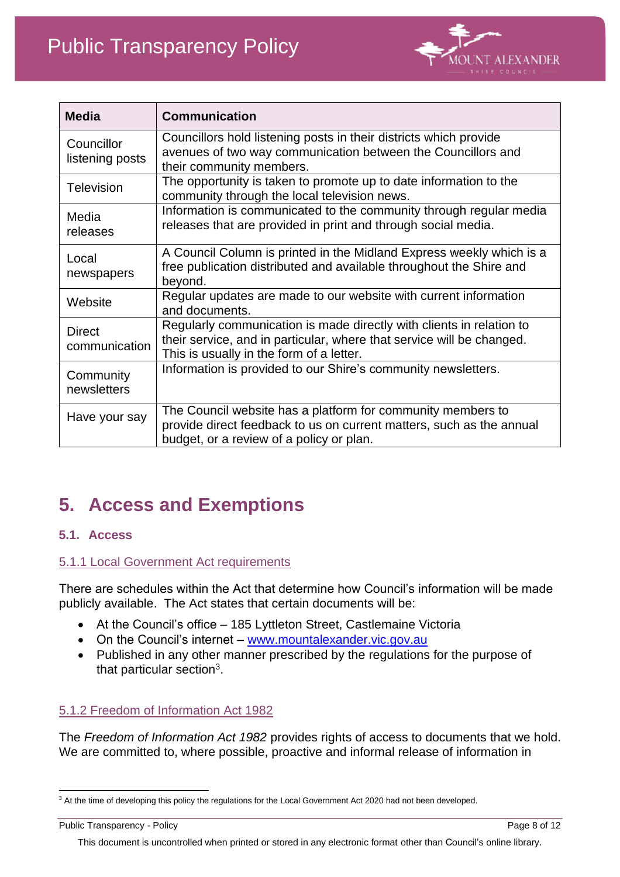| Media | Communication |
| --- | --- |
| Councillor listening posts | Councillors hold listening posts in their districts which provide avenues of two way communication between the Councillors and their community members. |
| Television | The opportunity is taken to promote up to date information to the community through the local television news. |
| Media releases | Information is communicated to the community through regular media releases that are provided in print and through social media. |
| Local newspapers | A Council Column is printed in the Midland Express weekly which is a free publication distributed and available throughout the Shire and beyond. |
| Website | Regular updates are made to our website with current information and documents. |
| Direct communication | Regularly communication is made directly with clients in relation to their service, and in particular, where that service will be changed. This is usually in the form of a letter. |
| Community newsletters | Information is provided to our Shire's community newsletters. |
| Have your say | The Council website has a platform for community members to provide direct feedback to us on current matters, such as the annual budget, or a review of a policy or plan. |

# 5. Access and Exemptions

## 5.1. Access

### 5.1.1 Local Government Act requirements

There are schedules within the Act that determine how Council's information will be made publicly available. The Act states that certain documents will be:

- At the Council's office – 185 Lyttleton Street, Castlemaine Victoria
- On the Council's internet – www.mountalexander.vic.gov.au
- Published in any other manner prescribed by the regulations for the purpose of that particular section[3].

### 5.1.2 Freedom of Information Act 1982

The *Freedom of Information Act 1982* provides rights of access to documents that we hold. We are committed to, where possible, proactive and informal release of information in

[3] At the time of developing this policy the regulations for the Local Government Act 2020 had not been developed.

This document is uncontrolled when printed or stored in any electronic format other than Council's online library.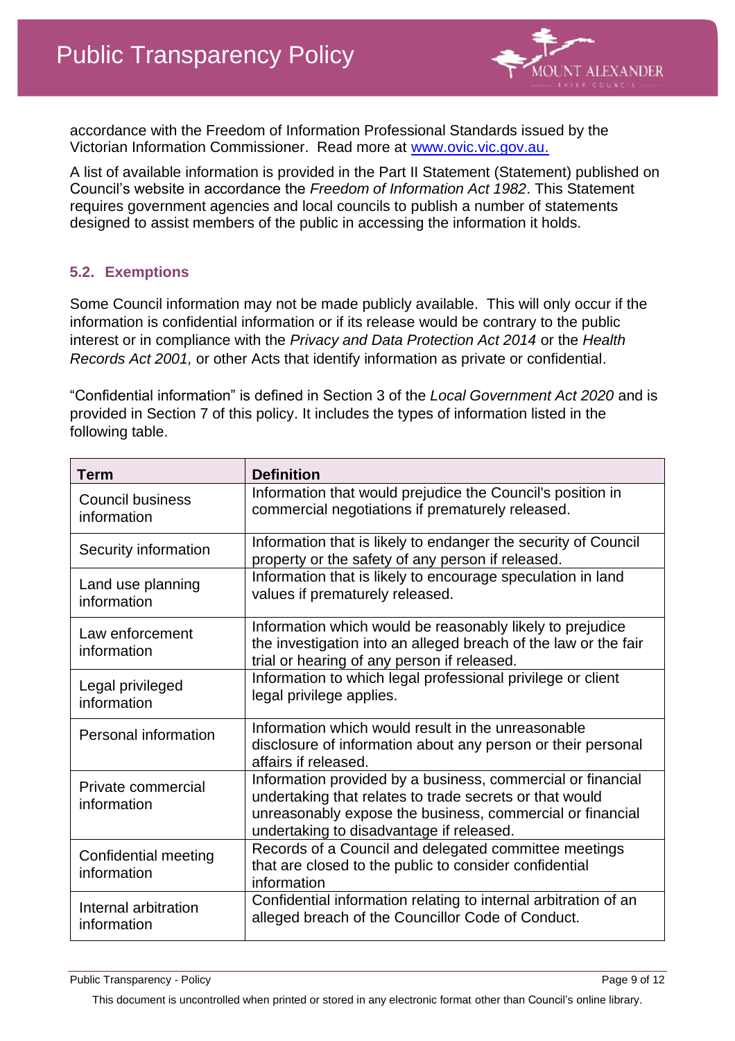accordance with the Freedom of Information Professional Standards issued by the Victorian Information Commissioner. Read more at [www.ovic.vic.gov.au.](http://www.ovic.vic.gov.au)

A list of available information is provided in the Part II Statement (Statement) published on Council's website in accordance the *Freedom of Information Act 1982*. This Statement requires government agencies and local councils to publish a number of statements designed to assist members of the public in accessing the information it holds.

### 5.2. Exemptions

Some Council information may not be made publicly available. This will only occur if the information is confidential information or if its release would be contrary to the public interest or in compliance with the *Privacy and Data Protection Act 2014* or the *Health Records Act 2001,* or other Acts that identify information as private or confidential.

"Confidential information" is defined in Section 3 of the *Local Government Act 2020* and is provided in Section 7 of this policy. It includes the types of information listed in the following table.

| Term | Definition |
|---|---|
| Council business information | Information that would prejudice the Council's position in commercial negotiations if prematurely released. |
| Security information | Information that is likely to endanger the security of Council property or the safety of any person if released. |
| Land use planning information | Information that is likely to encourage speculation in land values if prematurely released. |
| Law enforcement information | Information which would be reasonably likely to prejudice the investigation into an alleged breach of the law or the fair trial or hearing of any person if released. |
| Legal privileged information | Information to which legal professional privilege or client legal privilege applies. |
| Personal information | Information which would result in the unreasonable disclosure of information about any person or their personal affairs if released. |
| Private commercial information | Information provided by a business, commercial or financial undertaking that relates to trade secrets or that would unreasonably expose the business, commercial or financial undertaking to disadvantage if released. |
| Confidential meeting information | Records of a Council and delegated committee meetings that are closed to the public to consider confidential information |
| Internal arbitration information | Confidential information relating to internal arbitration of an alleged breach of the Councillor Code of Conduct. |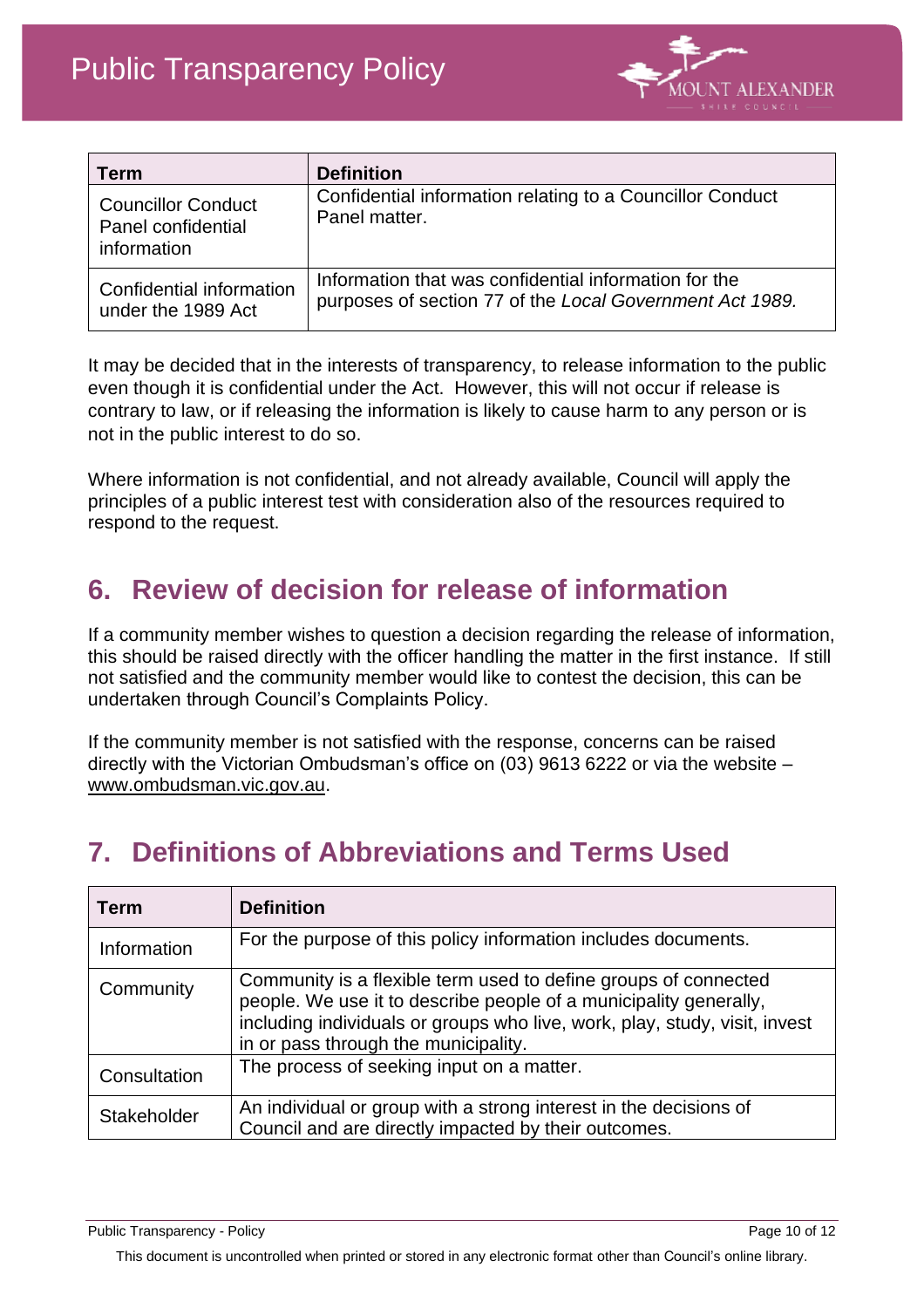| Term | Definition |
|---|---|
| Councillor Conduct Panel confidential information | Confidential information relating to a Councillor Conduct Panel matter. |
| Confidential information under the 1989 Act | Information that was confidential information for the purposes of section 77 of the *Local Government Act 1989.* |

It may be decided that in the interests of transparency, to release information to the public even though it is confidential under the Act. However, this will not occur if release is contrary to law, or if releasing the information is likely to cause harm to any person or is not in the public interest to do so.

Where information is not confidential, and not already available, Council will apply the principles of a public interest test with consideration also of the resources required to respond to the request.

## 6. Review of decision for release of information

If a community member wishes to question a decision regarding the release of information, this should be raised directly with the officer handling the matter in the first instance. If still not satisfied and the community member would like to contest the decision, this can be undertaken through Council's Complaints Policy.

If the community member is not satisfied with the response, concerns can be raised directly with the Victorian Ombudsman's office on (03) 9613 6222 or via the website – www.ombudsman.vic.gov.au.

## 7. Definitions of Abbreviations and Terms Used

| Term | Definition |
|---|---|
| Information | For the purpose of this policy information includes documents. |
| Community | Community is a flexible term used to define groups of connected people. We use it to describe people of a municipality generally, including individuals or groups who live, work, play, study, visit, invest in or pass through the municipality. |
| Consultation | The process of seeking input on a matter. |
| Stakeholder | An individual or group with a strong interest in the decisions of Council and are directly impacted by their outcomes. |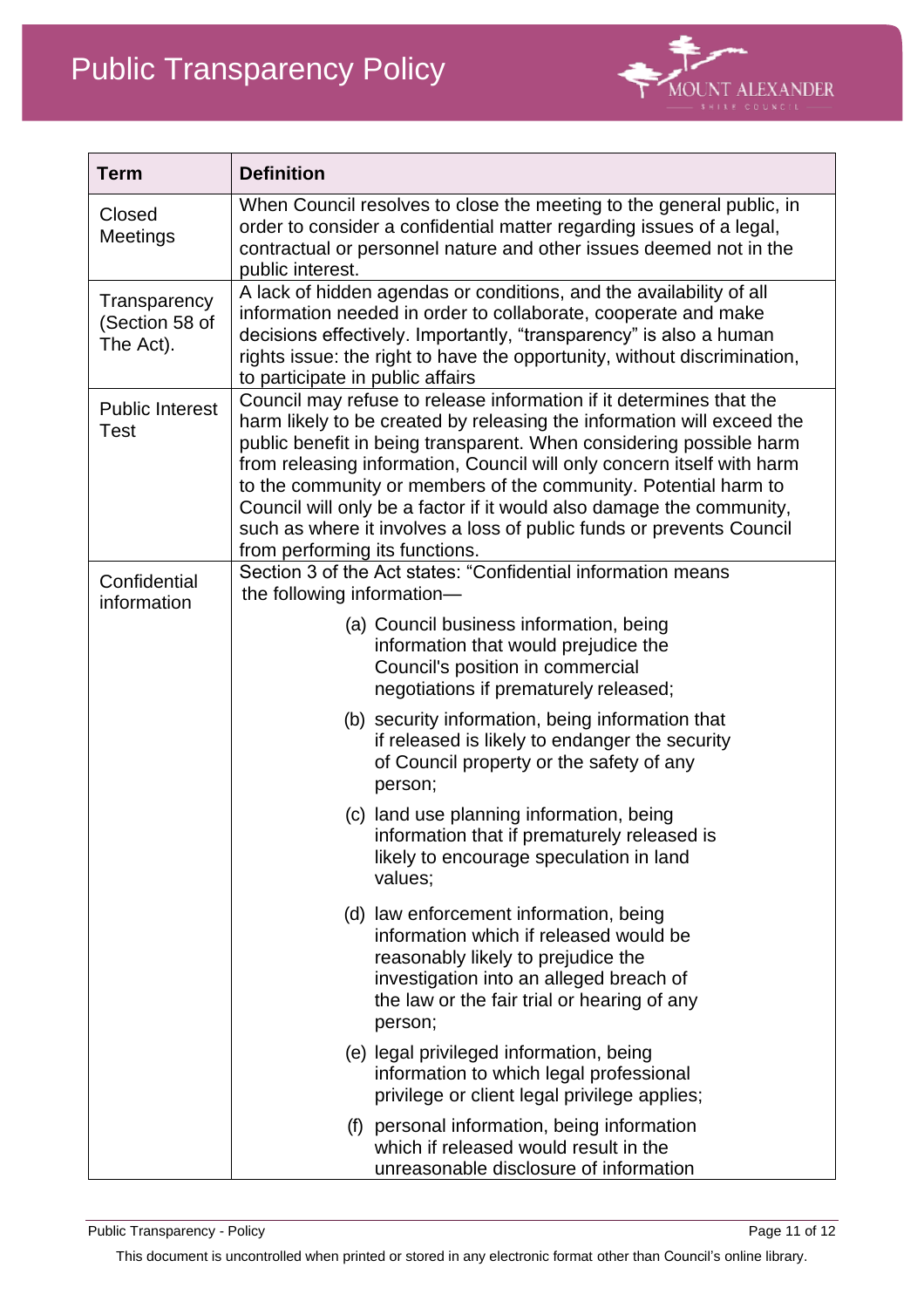| Term | Definition |
| --- | --- |
| Closed Meetings | When Council resolves to close the meeting to the general public, in order to consider a confidential matter regarding issues of a legal, contractual or personnel nature and other issues deemed not in the public interest. |
| Transparency (Section 58 of The Act). | A lack of hidden agendas or conditions, and the availability of all information needed in order to collaborate, cooperate and make decisions effectively. Importantly, "transparency" is also a human rights issue: the right to have the opportunity, without discrimination, to participate in public affairs |
| Public Interest Test | Council may refuse to release information if it determines that the harm likely to be created by releasing the information will exceed the public benefit in being transparent. When considering possible harm from releasing information, Council will only concern itself with harm to the community or members of the community. Potential harm to Council will only be a factor if it would also damage the community, such as where it involves a loss of public funds or prevents Council from performing its functions. |
| Confidential information | Section 3 of the Act states: "Confidential information means the following information— <br>(a) Council business information, being information that would prejudice the Council's position in commercial negotiations if prematurely released; <br>(b) security information, being information that if released is likely to endanger the security of Council property or the safety of any person; <br>(c) land use planning information, being information that if prematurely released is likely to encourage speculation in land values; <br>(d) law enforcement information, being information which if released would be reasonably likely to prejudice the investigation into an alleged breach of the law or the fair trial or hearing of any person; <br>(e) legal privileged information, being information to which legal professional privilege or client legal privilege applies; <br>(f) personal information, being information which if released would result in the unreasonable disclosure of information |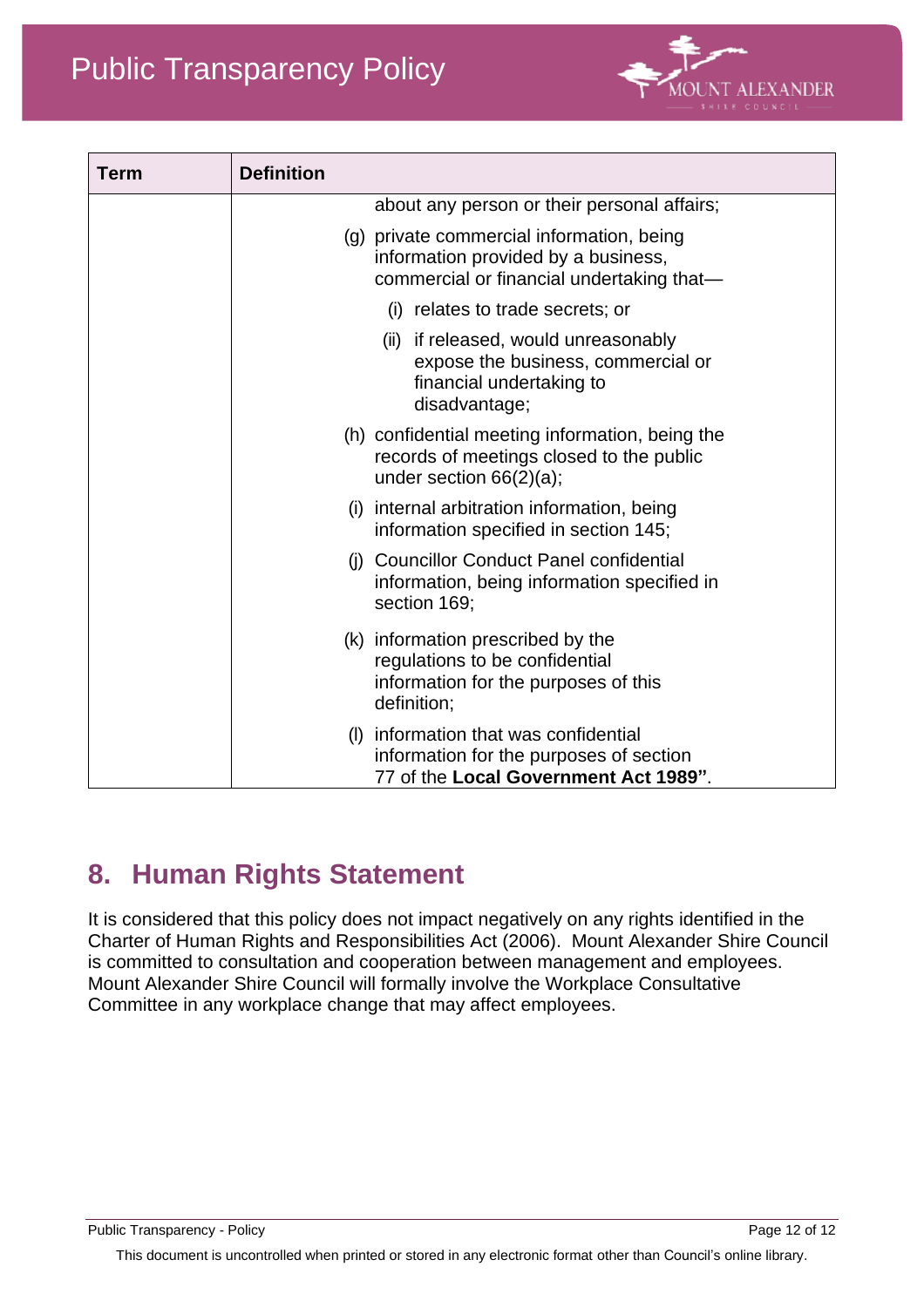| Term | Definition |
|---|---|
| | about any person or their personal affairs; (g) private commercial information, being information provided by a business, commercial or financial undertaking that— (i) relates to trade secrets; or (ii) if released, would unreasonably expose the business, commercial or financial undertaking to disadvantage; (h) confidential meeting information, being the records of meetings closed to the public under section 66(2)(a); (i) internal arbitration information, being information specified in section 145; (j) Councillor Conduct Panel confidential information, being information specified in section 169; (k) information prescribed by the regulations to be confidential information for the purposes of this definition; (l) information that was confidential information for the purposes of section 77 of the **Local Government Act 1989"**. |

## 8. Human Rights Statement

It is considered that this policy does not impact negatively on any rights identified in the Charter of Human Rights and Responsibilities Act (2006). Mount Alexander Shire Council is committed to consultation and cooperation between management and employees. Mount Alexander Shire Council will formally involve the Workplace Consultative Committee in any workplace change that may affect employees.